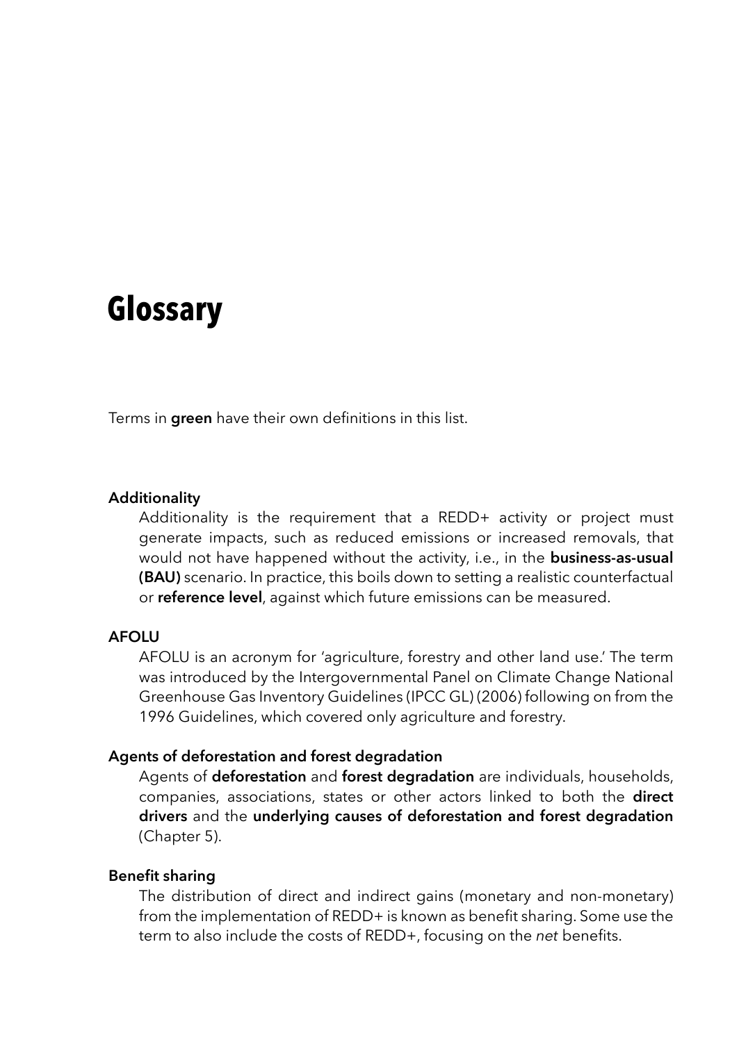# Glossary

Terms in **green** have their own definitions in this list.

### Additionality

Additionality is the requirement that a REDD+ activity or project must generate impacts, such as reduced emissions or increased removals, that would not have happened without the activity, i.e., in the **business-as-usual (BAU)** scenario. In practice, this boils down to setting a realistic counterfactual or **reference level**, against which future emissions can be measured.

### AFOLU

AFOLU is an acronym for 'agriculture, forestry and other land use.' The term was introduced by the Intergovernmental Panel on Climate Change National Greenhouse Gas Inventory Guidelines (IPCC GL) (2006) following on from the 1996 Guidelines, which covered only agriculture and forestry.

### Agents of deforestation and forest degradation

Agents of **deforestation** and **forest degradation** are individuals, households, companies, associations, states or other actors linked to both the **direct drivers** and the **underlying causes of deforestation and forest degradation** (Chapter 5).

### Benefit sharing

The distribution of direct and indirect gains (monetary and non-monetary) from the implementation of REDD+ is known as benefit sharing. Some use the term to also include the costs of REDD+, focusing on the *net* benefits.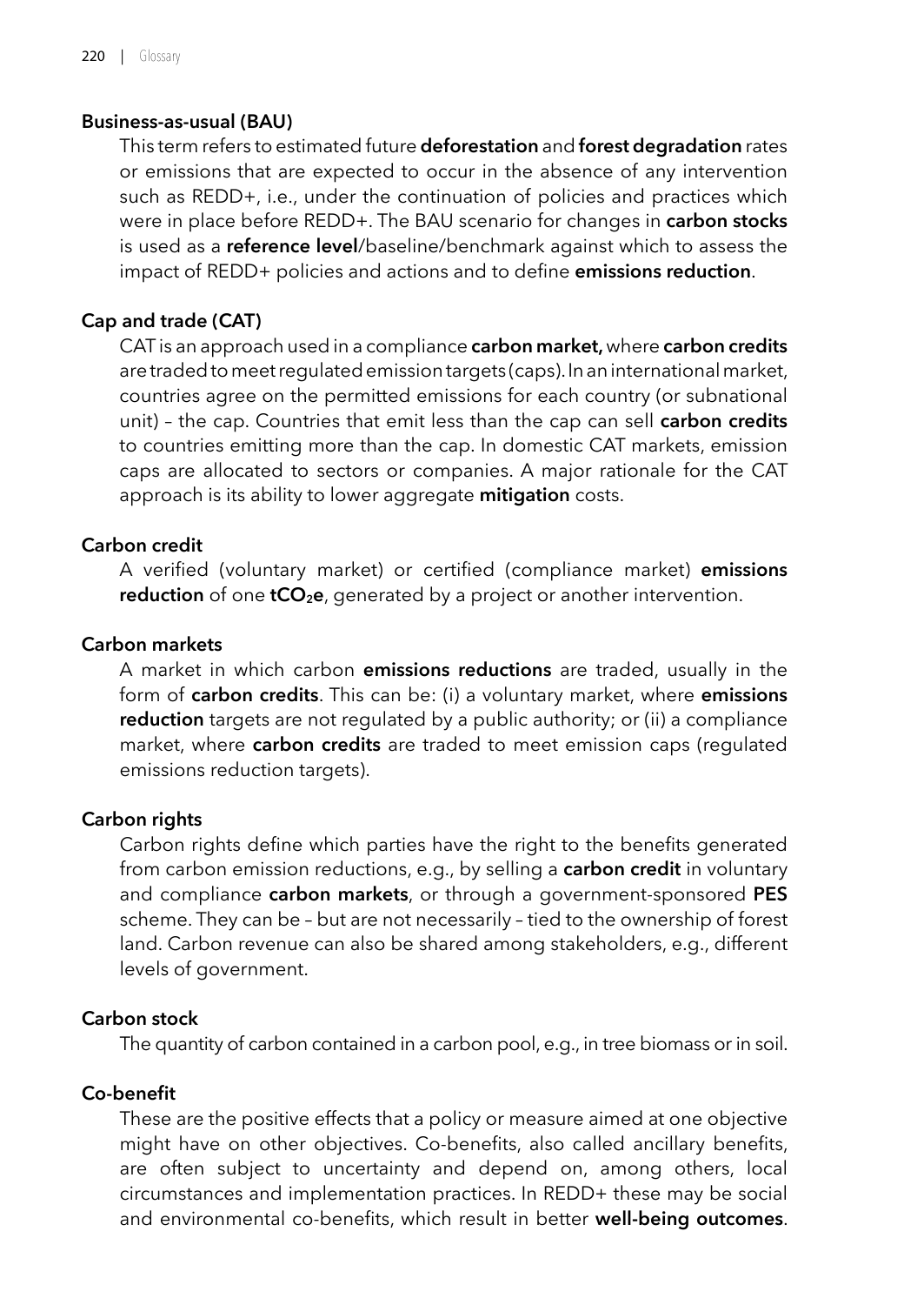**Business-as-usual (BAU)**

This term refers to estimated future **deforestation** and **forest degradation** rates or emissions that are expected to occur in the absence of any intervention such as REDD+, i.e., under the continuation of policies and practices which were in place before REDD+. The BAU scenario for changes in **carbon stocks** is used as a **reference level**/baseline/benchmark against which to assess the impact of REDD+ policies and actions and to define **emissions reduction**.

**Cap and trade (CAT)**

CAT is an approach used in a compliance **carbon market,** where **carbon credits** are traded to meet regulated emission targets (caps). In an international market, countries agree on the permitted emissions for each country (or subnational unit) – the cap. Countries that emit less than the cap can sell **carbon credits** to countries emitting more than the cap. In domestic CAT markets, emission caps are allocated to sectors or companies. A major rationale for the CAT approach is its ability to lower aggregate **mitigation** costs.

**Carbon credit**

A verified (voluntary market) or certified (compliance market) **emissions reduction** of one **$tCO_2e$**, generated by a project or another intervention.

**Carbon markets**

A market in which carbon **emissions reductions** are traded, usually in the form of **carbon credits**. This can be: (i) a voluntary market, where **emissions reduction** targets are not regulated by a public authority; or (ii) a compliance market, where **carbon credits** are traded to meet emission caps (regulated emissions reduction targets).

**Carbon rights**

Carbon rights define which parties have the right to the benefits generated from carbon emission reductions, e.g., by selling a **carbon credit** in voluntary and compliance **carbon markets**, or through a government-sponsored **PES** scheme. They can be – but are not necessarily – tied to the ownership of forest land. Carbon revenue can also be shared among stakeholders, e.g., different levels of government.

**Carbon stock**

The quantity of carbon contained in a carbon pool, e.g., in tree biomass or in soil.

**Co-benefit**

These are the positive effects that a policy or measure aimed at one objective might have on other objectives. Co-benefits, also called ancillary benefits, are often subject to uncertainty and depend on, among others, local circumstances and implementation practices. In REDD+ these may be social and environmental co-benefits, which result in better **well-being outcomes**.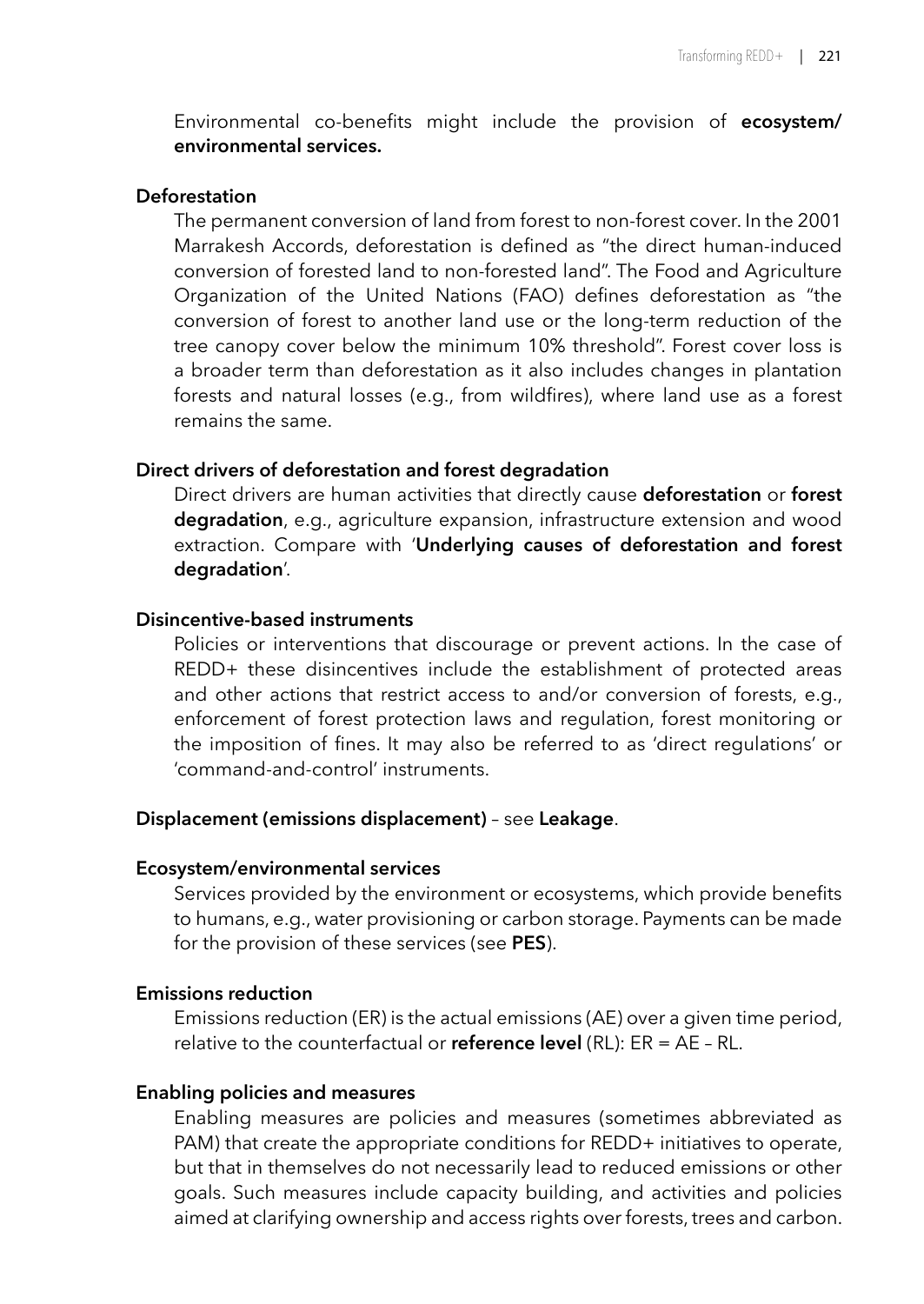Environmental co-benefits might include the provision of **ecosystem/ environmental services.**

**Deforestation**

The permanent conversion of land from forest to non-forest cover. In the 2001 Marrakesh Accords, deforestation is defined as "the direct human-induced conversion of forested land to non-forested land". The Food and Agriculture Organization of the United Nations (FAO) defines deforestation as "the conversion of forest to another land use or the long-term reduction of the tree canopy cover below the minimum 10% threshold". Forest cover loss is a broader term than deforestation as it also includes changes in plantation forests and natural losses (e.g., from wildfires), where land use as a forest remains the same.

**Direct drivers of deforestation and forest degradation**

Direct drivers are human activities that directly cause **deforestation** or **forest degradation**, e.g., agriculture expansion, infrastructure extension and wood extraction. Compare with '**Underlying causes of deforestation and forest degradation**'.

**Disincentive-based instruments**

Policies or interventions that discourage or prevent actions. In the case of REDD+ these disincentives include the establishment of protected areas and other actions that restrict access to and/or conversion of forests, e.g., enforcement of forest protection laws and regulation, forest monitoring or the imposition of fines. It may also be referred to as 'direct regulations' or 'command-and-control' instruments.

**Displacement (emissions displacement)** – see **Leakage**.

**Ecosystem/environmental services**

Services provided by the environment or ecosystems, which provide benefits to humans, e.g., water provisioning or carbon storage. Payments can be made for the provision of these services (see **PES**).

**Emissions reduction**

Emissions reduction (ER) is the actual emissions (AE) over a given time period, relative to the counterfactual or **reference level** (RL): ER = AE – RL.

**Enabling policies and measures**

Enabling measures are policies and measures (sometimes abbreviated as PAM) that create the appropriate conditions for REDD+ initiatives to operate, but that in themselves do not necessarily lead to reduced emissions or other goals. Such measures include capacity building, and activities and policies aimed at clarifying ownership and access rights over forests, trees and carbon.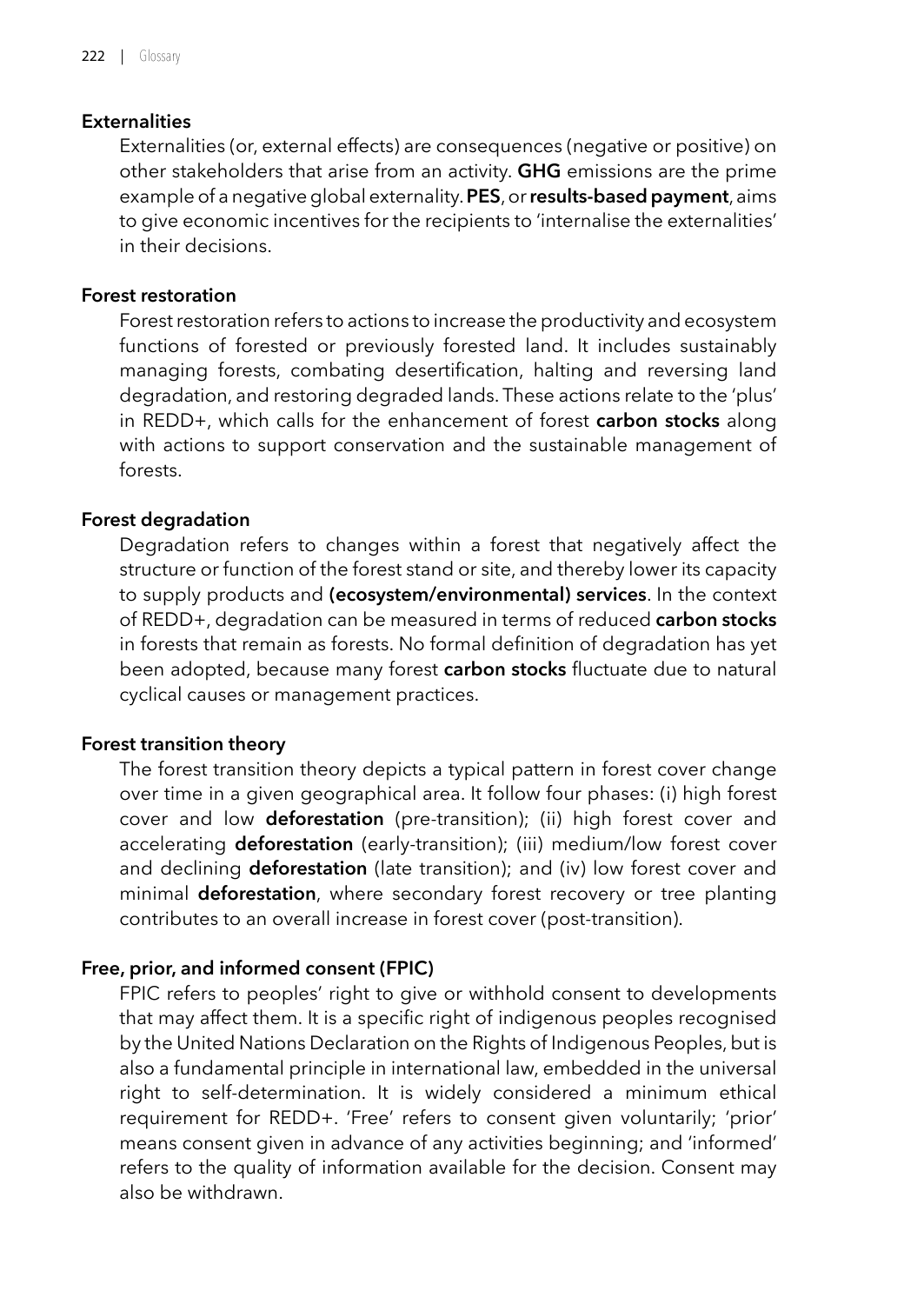**Externalities**

Externalities (or, external effects) are consequences (negative or positive) on other stakeholders that arise from an activity. **GHG** emissions are the prime example of a negative global externality. **PES**, or **results-based payment**, aims to give economic incentives for the recipients to 'internalise the externalities' in their decisions.

**Forest restoration**

Forest restoration refers to actions to increase the productivity and ecosystem functions of forested or previously forested land. It includes sustainably managing forests, combating desertification, halting and reversing land degradation, and restoring degraded lands. These actions relate to the 'plus' in REDD+, which calls for the enhancement of forest **carbon stocks** along with actions to support conservation and the sustainable management of forests.

**Forest degradation**

Degradation refers to changes within a forest that negatively affect the structure or function of the forest stand or site, and thereby lower its capacity to supply products and **(ecosystem/environmental) services**. In the context of REDD+, degradation can be measured in terms of reduced **carbon stocks** in forests that remain as forests. No formal definition of degradation has yet been adopted, because many forest **carbon stocks** fluctuate due to natural cyclical causes or management practices.

**Forest transition theory**

The forest transition theory depicts a typical pattern in forest cover change over time in a given geographical area. It follow four phases: (i) high forest cover and low **deforestation** (pre-transition); (ii) high forest cover and accelerating **deforestation** (early-transition); (iii) medium/low forest cover and declining **deforestation** (late transition); and (iv) low forest cover and minimal **deforestation**, where secondary forest recovery or tree planting contributes to an overall increase in forest cover (post-transition).

**Free, prior, and informed consent (FPIC)**

FPIC refers to peoples' right to give or withhold consent to developments that may affect them. It is a specific right of indigenous peoples recognised by the United Nations Declaration on the Rights of Indigenous Peoples, but is also a fundamental principle in international law, embedded in the universal right to self-determination. It is widely considered a minimum ethical requirement for REDD+. 'Free' refers to consent given voluntarily; 'prior' means consent given in advance of any activities beginning; and 'informed' refers to the quality of information available for the decision. Consent may also be withdrawn.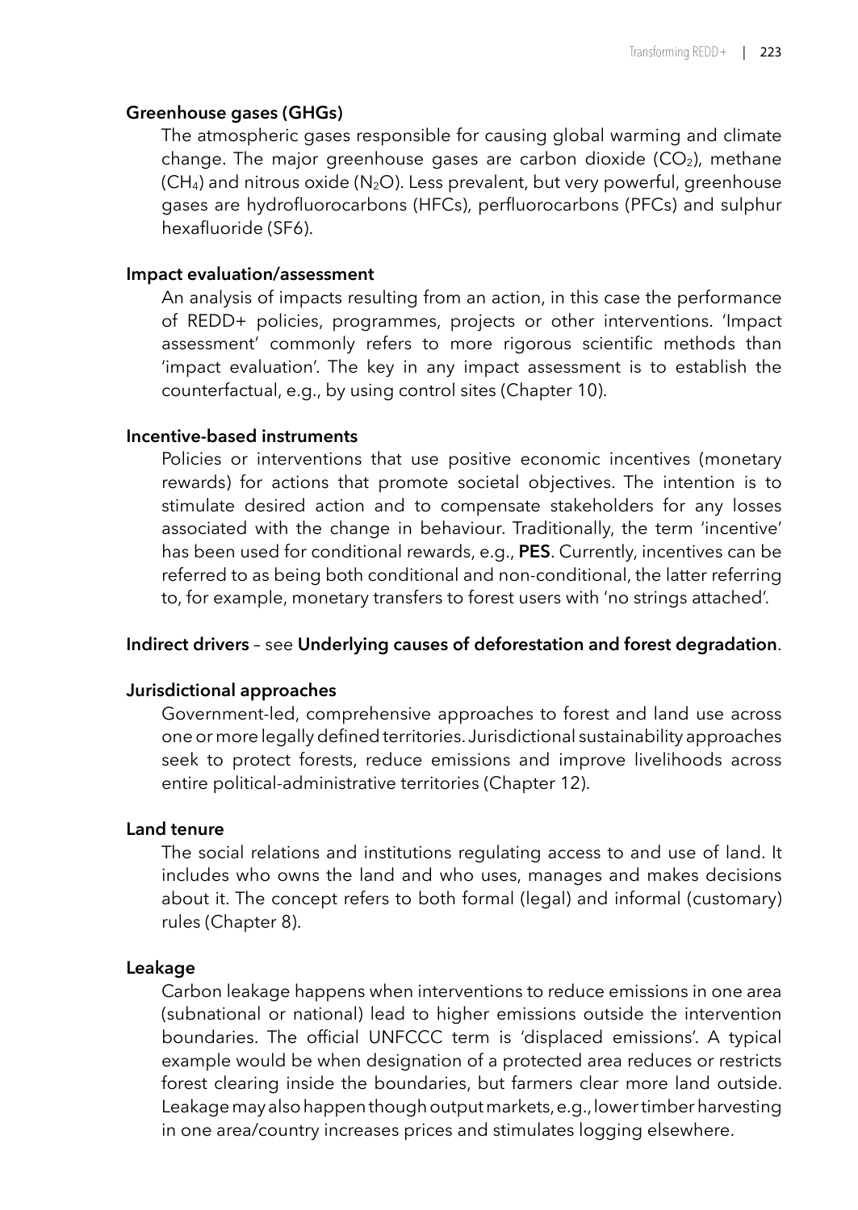**Greenhouse gases (GHGs)**

The atmospheric gases responsible for causing global warming and climate change. The major greenhouse gases are carbon dioxide ($CO_2$), methane ($CH_4$) and nitrous oxide ($N_2O$). Less prevalent, but very powerful, greenhouse gases are hydrofluorocarbons (HFCs), perfluorocarbons (PFCs) and sulphur hexafluoride (SF6).

**Impact evaluation/assessment**

An analysis of impacts resulting from an action, in this case the performance of REDD+ policies, programmes, projects or other interventions. 'Impact assessment' commonly refers to more rigorous scientific methods than 'impact evaluation'. The key in any impact assessment is to establish the counterfactual, e.g., by using control sites (Chapter 10).

**Incentive-based instruments**

Policies or interventions that use positive economic incentives (monetary rewards) for actions that promote societal objectives. The intention is to stimulate desired action and to compensate stakeholders for any losses associated with the change in behaviour. Traditionally, the term 'incentive' has been used for conditional rewards, e.g., **PES**. Currently, incentives can be referred to as being both conditional and non-conditional, the latter referring to, for example, monetary transfers to forest users with 'no strings attached'.

**Indirect drivers** – see **Underlying causes of deforestation and forest degradation**.

**Jurisdictional approaches**

Government-led, comprehensive approaches to forest and land use across one or more legally defined territories. Jurisdictional sustainability approaches seek to protect forests, reduce emissions and improve livelihoods across entire political-administrative territories (Chapter 12).

**Land tenure**

The social relations and institutions regulating access to and use of land. It includes who owns the land and who uses, manages and makes decisions about it. The concept refers to both formal (legal) and informal (customary) rules (Chapter 8).

**Leakage**

Carbon leakage happens when interventions to reduce emissions in one area (subnational or national) lead to higher emissions outside the intervention boundaries. The official UNFCCC term is 'displaced emissions'. A typical example would be when designation of a protected area reduces or restricts forest clearing inside the boundaries, but farmers clear more land outside. Leakage may also happen though output markets, e.g., lower timber harvesting in one area/country increases prices and stimulates logging elsewhere.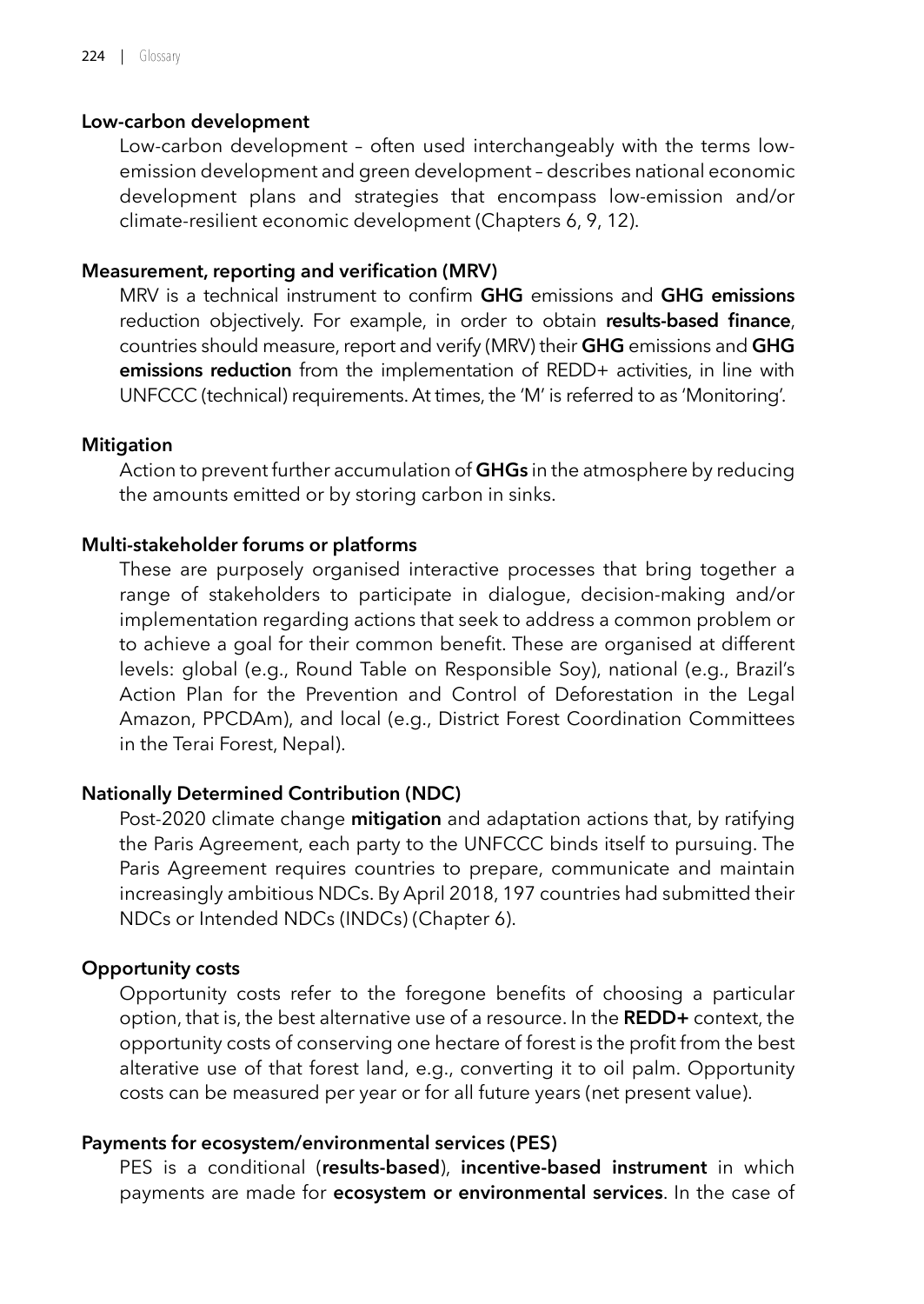**Low-carbon development**

Low-carbon development – often used interchangeably with the terms low-emission development and green development – describes national economic development plans and strategies that encompass low-emission and/or climate-resilient economic development (Chapters 6, 9, 12).

**Measurement, reporting and verification (MRV)**

MRV is a technical instrument to confirm **GHG** emissions and **GHG emissions** reduction objectively. For example, in order to obtain **results-based finance**, countries should measure, report and verify (MRV) their **GHG** emissions and **GHG emissions reduction** from the implementation of REDD+ activities, in line with UNFCCC (technical) requirements. At times, the 'M' is referred to as 'Monitoring'.

**Mitigation**

Action to prevent further accumulation of **GHGs** in the atmosphere by reducing the amounts emitted or by storing carbon in sinks.

**Multi-stakeholder forums or platforms**

These are purposely organised interactive processes that bring together a range of stakeholders to participate in dialogue, decision-making and/or implementation regarding actions that seek to address a common problem or to achieve a goal for their common benefit. These are organised at different levels: global (e.g., Round Table on Responsible Soy), national (e.g., Brazil's Action Plan for the Prevention and Control of Deforestation in the Legal Amazon, PPCDAm), and local (e.g., District Forest Coordination Committees in the Terai Forest, Nepal).

**Nationally Determined Contribution (NDC)**

Post-2020 climate change **mitigation** and adaptation actions that, by ratifying the Paris Agreement, each party to the UNFCCC binds itself to pursuing. The Paris Agreement requires countries to prepare, communicate and maintain increasingly ambitious NDCs. By April 2018, 197 countries had submitted their NDCs or Intended NDCs (INDCs) (Chapter 6).

**Opportunity costs**

Opportunity costs refer to the foregone benefits of choosing a particular option, that is, the best alternative use of a resource. In the **REDD+** context, the opportunity costs of conserving one hectare of forest is the profit from the best alterative use of that forest land, e.g., converting it to oil palm. Opportunity costs can be measured per year or for all future years (net present value).

**Payments for ecosystem/environmental services (PES)**

PES is a conditional (**results-based**), **incentive-based instrument** in which payments are made for **ecosystem or environmental services**. In the case of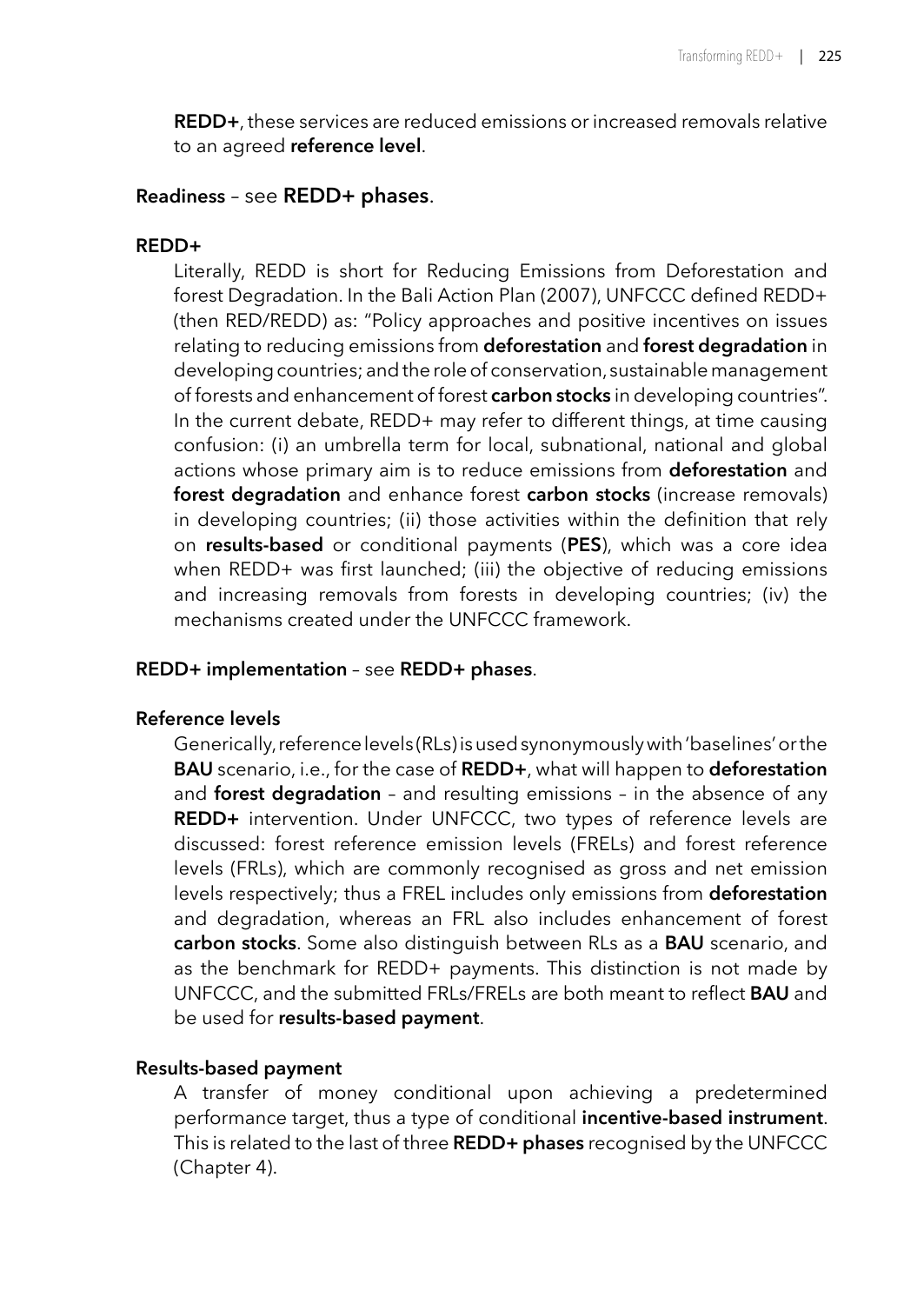**REDD+**, these services are reduced emissions or increased removals relative to an agreed **reference level**.

**Readiness** – see **REDD+ phases**.

**REDD+**

Literally, REDD is short for Reducing Emissions from Deforestation and forest Degradation. In the Bali Action Plan (2007), UNFCCC defined REDD+ (then RED/REDD) as: "Policy approaches and positive incentives on issues relating to reducing emissions from **deforestation** and **forest degradation** in developing countries; and the role of conservation, sustainable management of forests and enhancement of forest **carbon stocks** in developing countries". In the current debate, REDD+ may refer to different things, at time causing confusion: (i) an umbrella term for local, subnational, national and global actions whose primary aim is to reduce emissions from **deforestation** and **forest degradation** and enhance forest **carbon stocks** (increase removals) in developing countries; (ii) those activities within the definition that rely on **results-based** or conditional payments (**PES**), which was a core idea when REDD+ was first launched; (iii) the objective of reducing emissions and increasing removals from forests in developing countries; (iv) the mechanisms created under the UNFCCC framework.

**REDD+ implementation** – see **REDD+ phases**.

**Reference levels**

Generically, reference levels (RLs) is used synonymously with 'baselines' or the **BAU** scenario, i.e., for the case of **REDD+**, what will happen to **deforestation** and **forest degradation** – and resulting emissions – in the absence of any **REDD+** intervention. Under UNFCCC, two types of reference levels are discussed: forest reference emission levels (FRELs) and forest reference levels (FRLs), which are commonly recognised as gross and net emission levels respectively; thus a FREL includes only emissions from **deforestation** and degradation, whereas an FRL also includes enhancement of forest **carbon stocks**. Some also distinguish between RLs as a **BAU** scenario, and as the benchmark for REDD+ payments. This distinction is not made by UNFCCC, and the submitted FRLs/FRELs are both meant to reflect **BAU** and be used for **results-based payment**.

**Results-based payment**

A transfer of money conditional upon achieving a predetermined performance target, thus a type of conditional **incentive-based instrument**. This is related to the last of three **REDD+ phases** recognised by the UNFCCC (Chapter 4).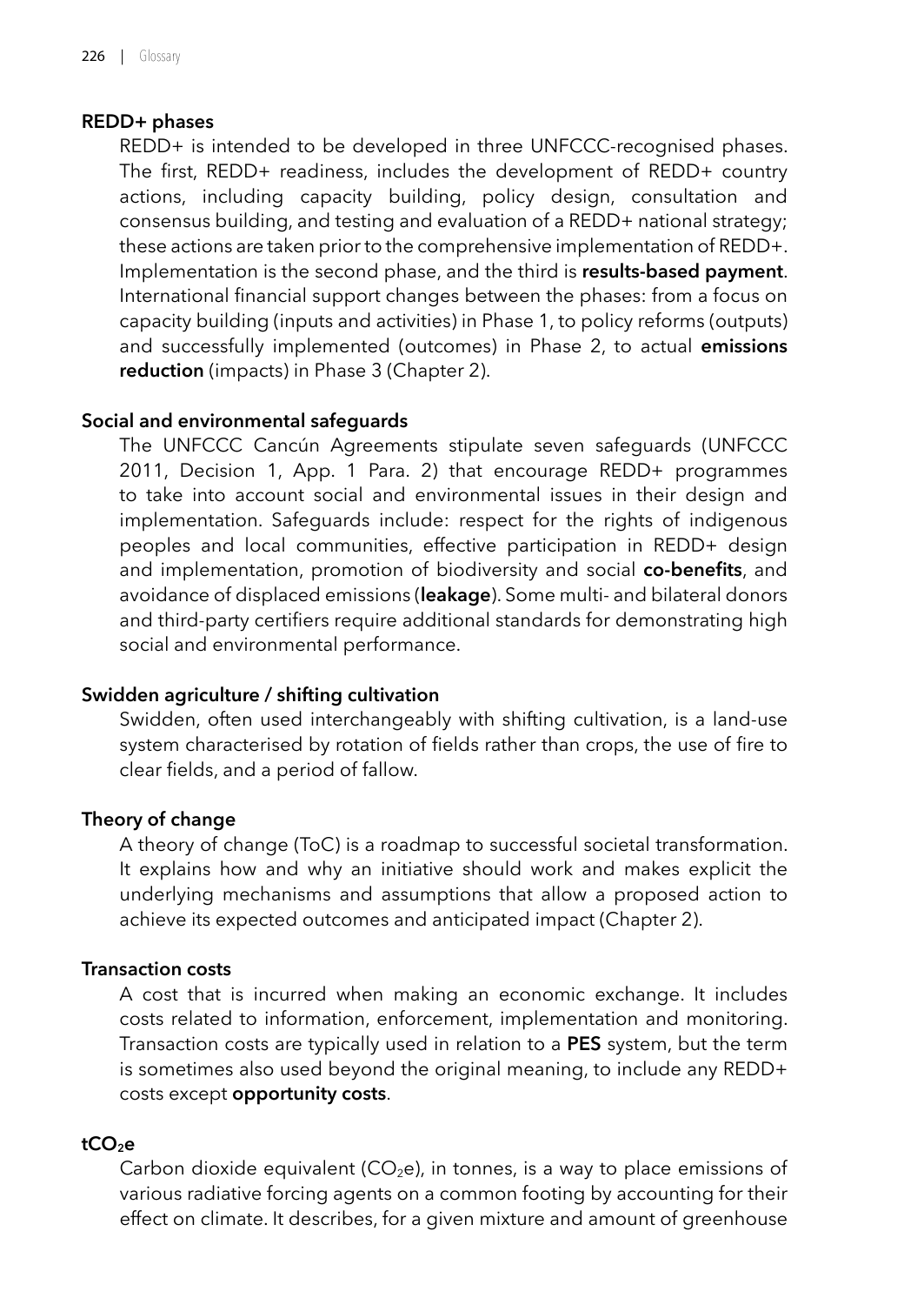**REDD+ phases**

REDD+ is intended to be developed in three UNFCCC-recognised phases. The first, REDD+ readiness, includes the development of REDD+ country actions, including capacity building, policy design, consultation and consensus building, and testing and evaluation of a REDD+ national strategy; these actions are taken prior to the comprehensive implementation of REDD+. Implementation is the second phase, and the third is **results-based payment**. International financial support changes between the phases: from a focus on capacity building (inputs and activities) in Phase 1, to policy reforms (outputs) and successfully implemented (outcomes) in Phase 2, to actual **emissions reduction** (impacts) in Phase 3 (Chapter 2).

**Social and environmental safeguards**

The UNFCCC Cancún Agreements stipulate seven safeguards (UNFCCC 2011, Decision 1, App. 1 Para. 2) that encourage REDD+ programmes to take into account social and environmental issues in their design and implementation. Safeguards include: respect for the rights of indigenous peoples and local communities, effective participation in REDD+ design and implementation, promotion of biodiversity and social **co-benefits**, and avoidance of displaced emissions (**leakage**). Some multi- and bilateral donors and third-party certifiers require additional standards for demonstrating high social and environmental performance.

**Swidden agriculture / shifting cultivation**

Swidden, often used interchangeably with shifting cultivation, is a land-use system characterised by rotation of fields rather than crops, the use of fire to clear fields, and a period of fallow.

**Theory of change**

A theory of change (ToC) is a roadmap to successful societal transformation. It explains how and why an initiative should work and makes explicit the underlying mechanisms and assumptions that allow a proposed action to achieve its expected outcomes and anticipated impact (Chapter 2).

**Transaction costs**

A cost that is incurred when making an economic exchange. It includes costs related to information, enforcement, implementation and monitoring. Transaction costs are typically used in relation to a **PES** system, but the term is sometimes also used beyond the original meaning, to include any REDD+ costs except **opportunity costs**.

**$tCO_2e$**

Carbon dioxide equivalent ($CO_2e$), in tonnes, is a way to place emissions of various radiative forcing agents on a common footing by accounting for their effect on climate. It describes, for a given mixture and amount of greenhouse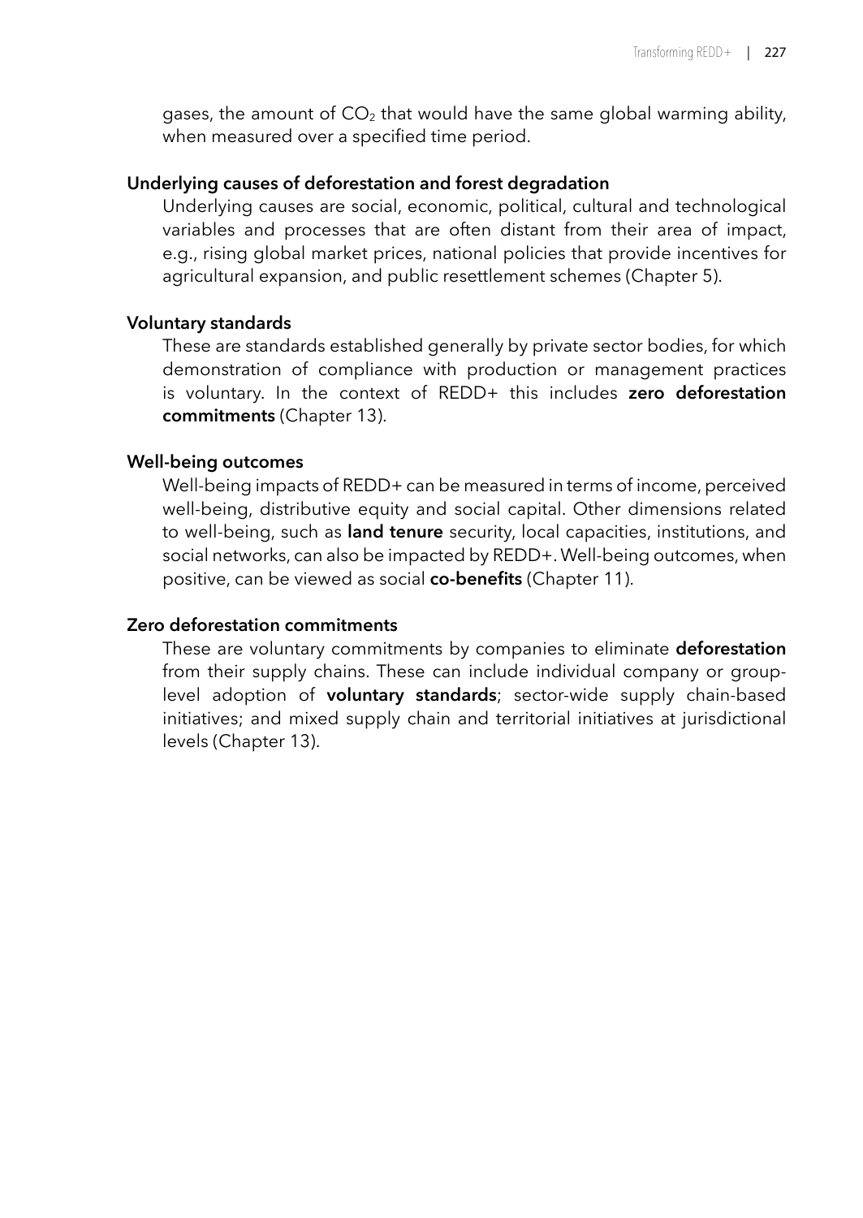gases, the amount of $CO_2$ that would have the same global warming ability, when measured over a specified time period.

**Underlying causes of deforestation and forest degradation**

Underlying causes are social, economic, political, cultural and technological variables and processes that are often distant from their area of impact, e.g., rising global market prices, national policies that provide incentives for agricultural expansion, and public resettlement schemes (Chapter 5).

**Voluntary standards**

These are standards established generally by private sector bodies, for which demonstration of compliance with production or management practices is voluntary. In the context of REDD+ this includes **zero deforestation commitments** (Chapter 13).

**Well-being outcomes**

Well-being impacts of REDD+ can be measured in terms of income, perceived well-being, distributive equity and social capital. Other dimensions related to well-being, such as **land tenure** security, local capacities, institutions, and social networks, can also be impacted by REDD+. Well-being outcomes, when positive, can be viewed as social **co-benefits** (Chapter 11).

**Zero deforestation commitments**

These are voluntary commitments by companies to eliminate **deforestation** from their supply chains. These can include individual company or group-level adoption of **voluntary standards**; sector-wide supply chain-based initiatives; and mixed supply chain and territorial initiatives at jurisdictional levels (Chapter 13).